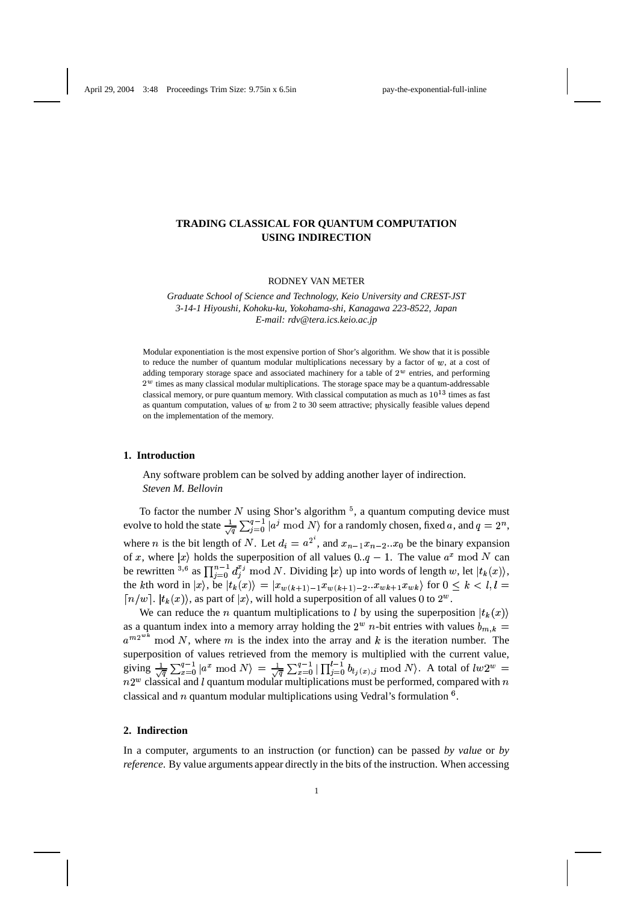# TRADING CLASSICAL FOR QUANTUM COMPUTATION USING INDIRECTION

RODNEY VAN METER

*Graduate School of Science and Technology, Keio University and CREST-JST*
*3-14-1 Hiyoushi, Kohoku-ku, Yokohama-shi, Kanagawa 223-8522, Japan*
*E-mail: rdv@tera.ics.keio.ac.jp*

Modular exponentiation is the most expensive portion of Shor's algorithm. We show that it is possible to reduce the number of quantum modular multiplications necessary by a factor of $w$, at a cost of adding temporary storage space and associated machinery for a table of $2^w$ entries, and performing $2^w$ times as many classical modular multiplications. The storage space may be a quantum-addressable classical memory, or pure quantum memory. With classical computation as much as $10^{13}$ times as fast as quantum computation, values of $w$ from 2 to 30 seem attractive; physically feasible values depend on the implementation of the memory.

## 1. Introduction

> Any software problem can be solved by adding another layer of indirection.
> *Steven M. Bellovin*

To factor the number $N$ using Shor's algorithm [5], a quantum computing device must evolve to hold the state $\frac{1}{\sqrt{q}}\sum_{j=0}^{q-1}|a^j \bmod N\rangle$ for a randomly chosen, fixed $a$, and $q = 2^n$, where $n$ is the bit length of $N$. Let $d_i = a^{2^i}$, and $x_{n-1}x_{n-2}..x_0$ be the binary expansion of $x$, where $|x\rangle$ holds the superposition of all values $0..q-1$. The value $a^x \bmod N$ can be rewritten [3,6] as $\prod_{j=0}^{n-1} d_j^{x_j} \bmod N$. Dividing $|x\rangle$ up into words of length $w$, let $|t_k(x)\rangle$, the $k$th word in $|x\rangle$, be $|t_k(x)\rangle = |x_{w(k+1)-1}x_{w(k+1)-2}..x_{wk+1}x_{wk}\rangle$ for $0 \le k < l, l = \lceil n/w \rceil$. $|t_k(x)\rangle$, as part of $|x\rangle$, will hold a superposition of all values 0 to $2^w$.

We can reduce the $n$ quantum multiplications to $l$ by using the superposition $|t_k(x)\rangle$ as a quantum index into a memory array holding the $2^w$ $n$-bit entries with values $b_{m,k} = a^{m2^{wk}} \bmod N$, where $m$ is the index into the array and $k$ is the iteration number. The superposition of values retrieved from the memory is multiplied with the current value, giving $\frac{1}{\sqrt{q}}\sum_{x=0}^{q-1}|a^x \bmod N\rangle = \frac{1}{\sqrt{q}}\sum_{x=0}^{q-1}|\prod_{j=0}^{l-1} b_{t_j(x),j} \bmod N\rangle$. A total of $lw2^w = n2^w$ classical and $l$ quantum modular multiplications must be performed, compared with $n$ classical and $n$ quantum modular multiplications using Vedral's formulation [6].

## 2. Indirection

In a computer, arguments to an instruction (or function) can be passed *by value* or *by reference*. By value arguments appear directly in the bits of the instruction. When accessing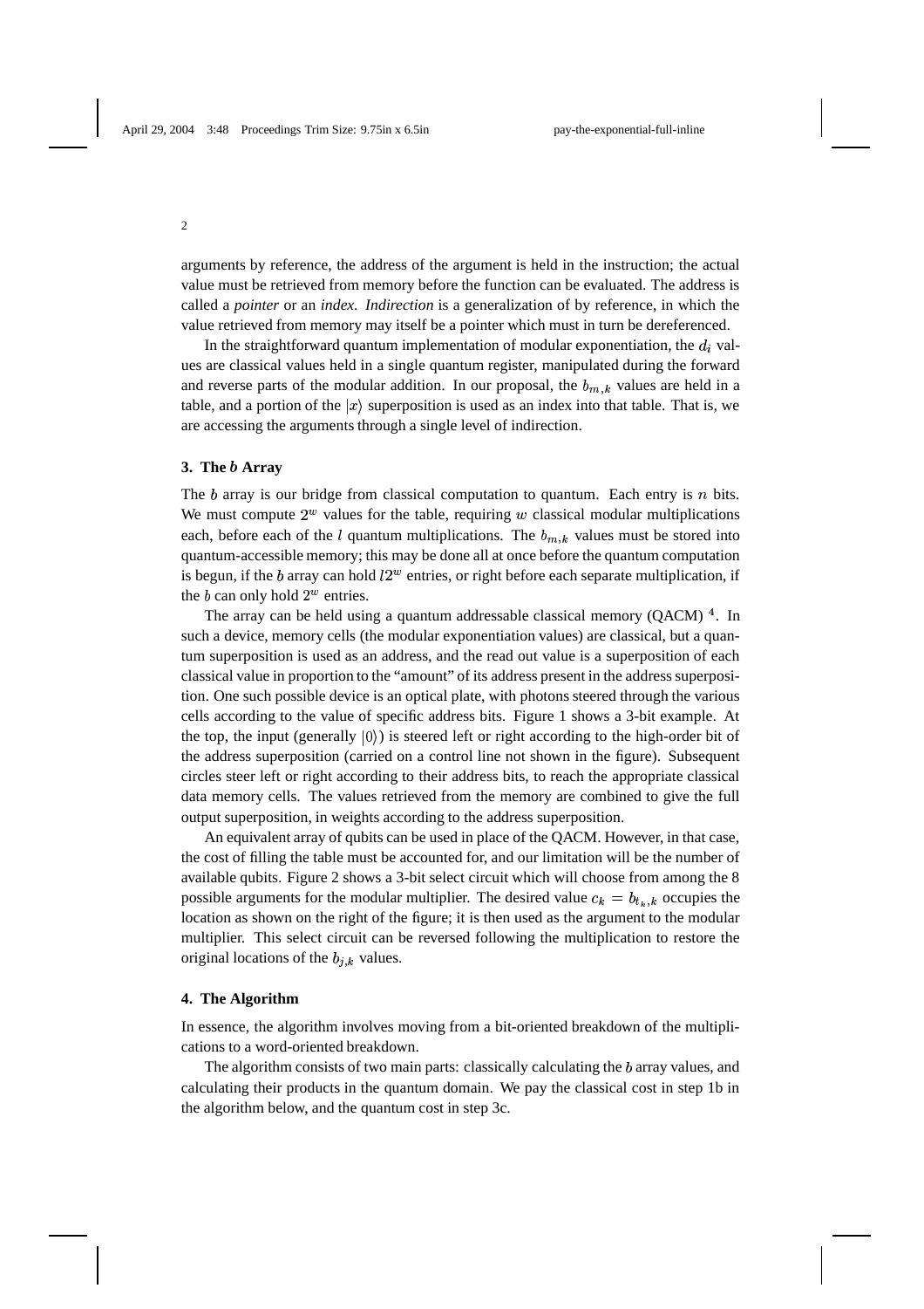arguments by reference, the address of the argument is held in the instruction; the actual value must be retrieved from memory before the function can be evaluated. The address is called a *pointer* or an *index*. *Indirection* is a generalization of by reference, in which the value retrieved from memory may itself be a pointer which must in turn be dereferenced.

In the straightforward quantum implementation of modular exponentiation, the $d_i$ values are classical values held in a single quantum register, manipulated during the forward and reverse parts of the modular addition. In our proposal, the $b_{m,k}$ values are held in a table, and a portion of the $|x\rangle$ superposition is used as an index into that table. That is, we are accessing the arguments through a single level of indirection.

### 3. The $b$ Array

The $b$ array is our bridge from classical computation to quantum. Each entry is $n$ bits. We must compute $2^w$ values for the table, requiring $w$ classical modular multiplications each, before each of the $l$ quantum multiplications. The $b_{m,k}$ values must be stored into quantum-accessible memory; this may be done all at once before the quantum computation is begun, if the $b$ array can hold $l2^w$ entries, or right before each separate multiplication, if the $b$ can only hold $2^w$ entries.

The array can be held using a quantum addressable classical memory (QACM) [4]. In such a device, memory cells (the modular exponentiation values) are classical, but a quantum superposition is used as an address, and the read out value is a superposition of each classical value in proportion to the "amount" of its address present in the address superposition. One such possible device is an optical plate, with photons steered through the various cells according to the value of specific address bits. Figure 1 shows a 3-bit example. At the top, the input (generally $|0\rangle$) is steered left or right according to the high-order bit of the address superposition (carried on a control line not shown in the figure). Subsequent circles steer left or right according to their address bits, to reach the appropriate classical data memory cells. The values retrieved from the memory are combined to give the full output superposition, in weights according to the address superposition.

An equivalent array of qubits can be used in place of the QACM. However, in that case, the cost of filling the table must be accounted for, and our limitation will be the number of available qubits. Figure 2 shows a 3-bit select circuit which will choose from among the 8 possible arguments for the modular multiplier. The desired value $c_k = b_{t_k,k}$ occupies the location as shown on the right of the figure; it is then used as the argument to the modular multiplier. This select circuit can be reversed following the multiplication to restore the original locations of the $b_{j,k}$ values.

### 4. The Algorithm

In essence, the algorithm involves moving from a bit-oriented breakdown of the multiplications to a word-oriented breakdown.

The algorithm consists of two main parts: classically calculating the $b$ array values, and calculating their products in the quantum domain. We pay the classical cost in step 1b in the algorithm below, and the quantum cost in step 3c.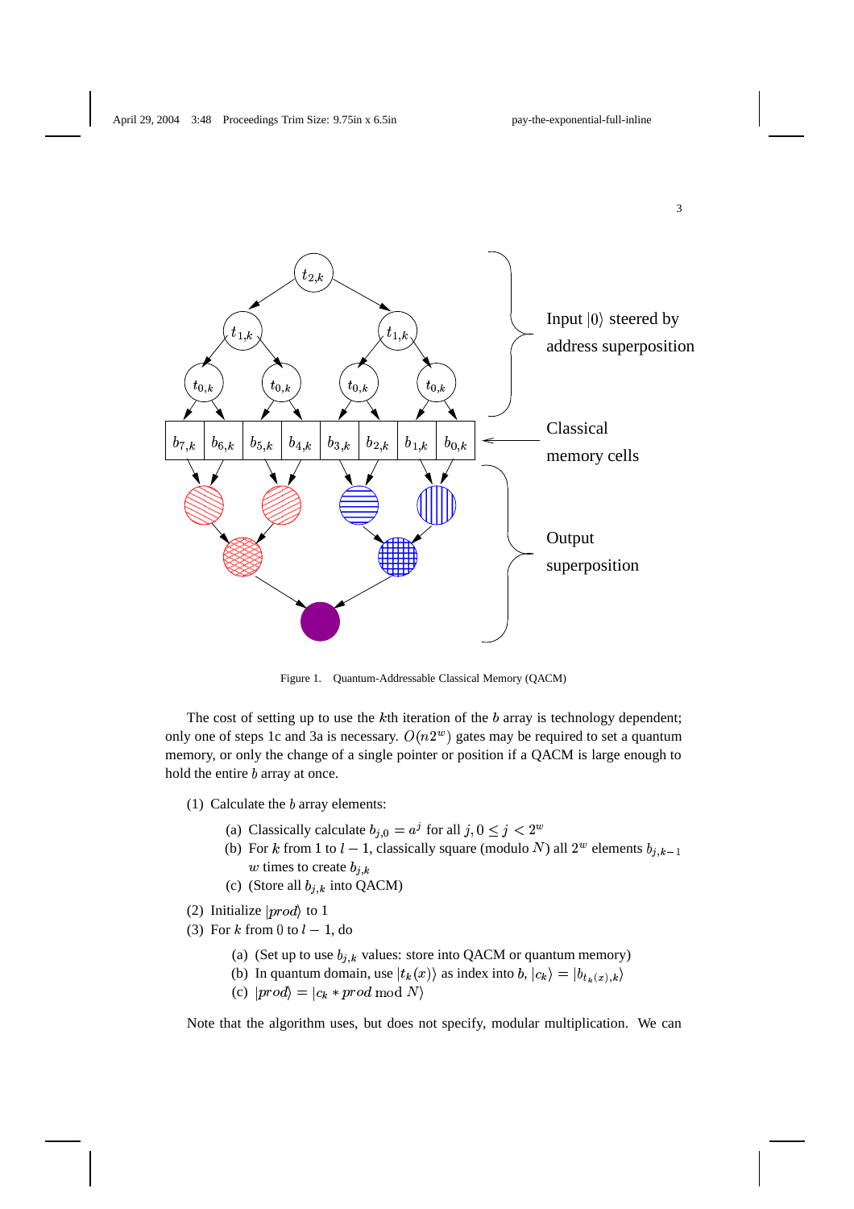Figure 1. Quantum-Addressable Classical Memory (QACM)

The cost of setting up to use the $k$th iteration of the $b$ array is technology dependent; only one of steps 1c and 3a is necessary. $O(n2^w)$ gates may be required to set a quantum memory, or only the change of a single pointer or position if a QACM is large enough to hold the entire $b$ array at once.

(1) Calculate the $b$ array elements:

  (a) Classically calculate $b_{j,0} = a^j$ for all $j, 0 \leq j < 2^w$
  
  (b) For $k$ from 1 to $l-1$, classically square (modulo $N$) all $2^w$ elements $b_{j,k-1}$ $w$ times to create $b_{j,k}$
  
  (c) (Store all $b_{j,k}$ into QACM)

(2) Initialize $|prod\rangle$ to 1

(3) For $k$ from 0 to $l-1$, do

  (a) (Set up to use $b_{j,k}$ values: store into QACM or quantum memory)
  
  (b) In quantum domain, use $|t_k(x)\rangle$ as index into $b$, $|c_k\rangle = |b_{t_k(x),k}\rangle$
  
  (c) $|prod\rangle = |c_k * prod \bmod N\rangle$

Note that the algorithm uses, but does not specify, modular multiplication. We can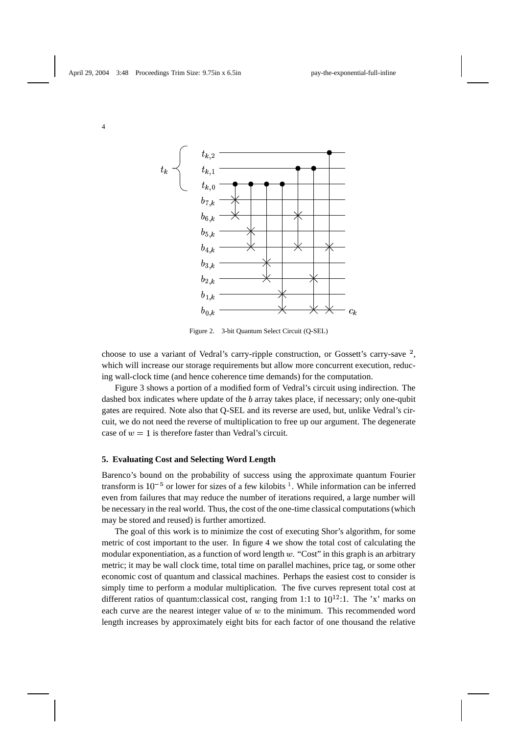Figure 2. 3-bit Quantum Select Circuit (Q-SEL)

choose to use a variant of Vedral's carry-ripple construction, or Gossett's carry-save [2], which will increase our storage requirements but allow more concurrent execution, reducing wall-clock time (and hence coherence time demands) for the computation.

Figure 3 shows a portion of a modified form of Vedral's circuit using indirection. The dashed box indicates where update of the $b$ array takes place, if necessary; only one-qubit gates are required. Note also that Q-SEL and its reverse are used, but, unlike Vedral's circuit, we do not need the reverse of multiplication to free up our argument. The degenerate case of $w = 1$ is therefore faster than Vedral's circuit.

## 5. Evaluating Cost and Selecting Word Length

Barenco's bound on the probability of success using the approximate quantum Fourier transform is $10^{-5}$ or lower for sizes of a few kilobits [1]. While information can be inferred even from failures that may reduce the number of iterations required, a large number will be necessary in the real world. Thus, the cost of the one-time classical computations (which may be stored and reused) is further amortized.

The goal of this work is to minimize the cost of executing Shor's algorithm, for some metric of cost important to the user. In figure 4 we show the total cost of calculating the modular exponentiation, as a function of word length $w$. "Cost" in this graph is an arbitrary metric; it may be wall clock time, total time on parallel machines, price tag, or some other economic cost of quantum and classical machines. Perhaps the easiest cost to consider is simply time to perform a modular multiplication. The five curves represent total cost at different ratios of quantum:classical cost, ranging from 1:1 to $10^{12}$:1. The 'x' marks on each curve are the nearest integer value of $w$ to the minimum. This recommended word length increases by approximately eight bits for each factor of one thousand the relative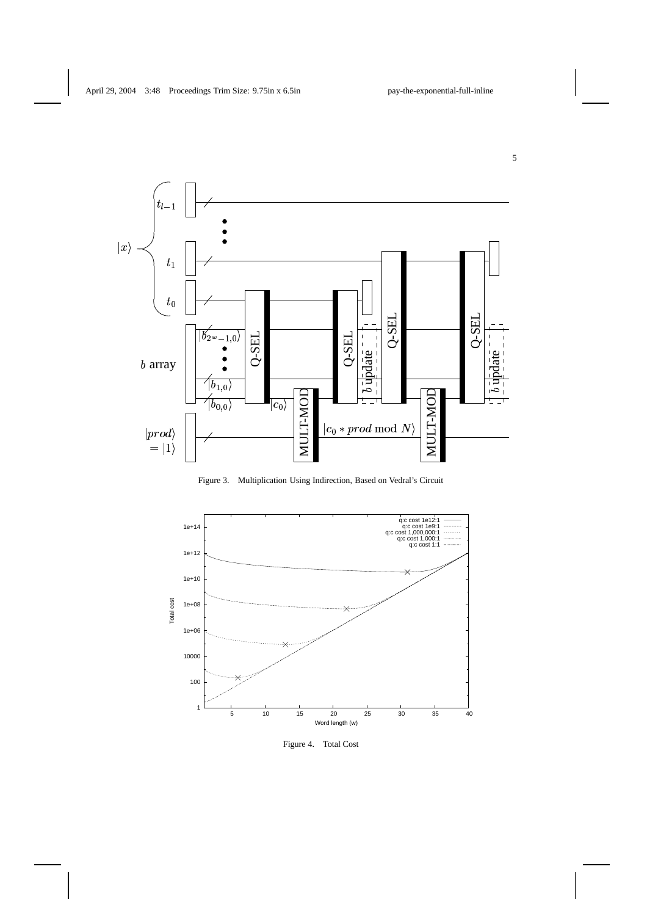Figure 3. Multiplication Using Indirection, Based on Vedral's Circuit

Figure 4. Total Cost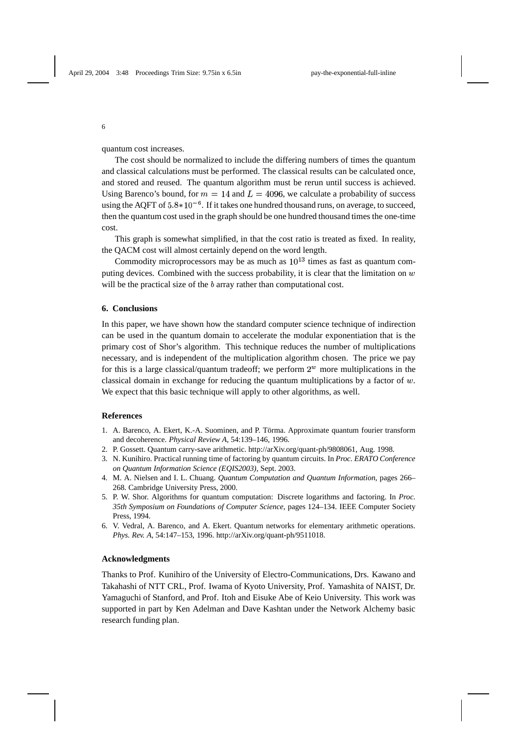quantum cost increases.

The cost should be normalized to include the differing numbers of times the quantum and classical calculations must be performed. The classical results can be calculated once, and stored and reused. The quantum algorithm must be rerun until success is achieved. Using Barenco's bound, for $m = 14$ and $L = 4096$, we calculate a probability of success using the AQFT of $5.8 * 10^{-6}$. If it takes one hundred thousand runs, on average, to succeed, then the quantum cost used in the graph should be one hundred thousand times the one-time cost.

This graph is somewhat simplified, in that the cost ratio is treated as fixed. In reality, the QACM cost will almost certainly depend on the word length.

Commodity microprocessors may be as much as $10^{13}$ times as fast as quantum computing devices. Combined with the success probability, it is clear that the limitation on $w$ will be the practical size of the $b$ array rather than computational cost.

## 6. Conclusions

In this paper, we have shown how the standard computer science technique of indirection can be used in the quantum domain to accelerate the modular exponentiation that is the primary cost of Shor's algorithm. This technique reduces the number of multiplications necessary, and is independent of the multiplication algorithm chosen. The price we pay for this is a large classical/quantum tradeoff; we perform $2^w$ more multiplications in the classical domain in exchange for reducing the quantum multiplications by a factor of $w$. We expect that this basic technique will apply to other algorithms, as well.

## References

1. A. Barenco, A. Ekert, K.-A. Suominen, and P. Törma. Approximate quantum fourier transform and decoherence. *Physical Review A*, 54:139–146, 1996.
2. P. Gossett. Quantum carry-save arithmetic. http://arXiv.org/quant-ph/9808061, Aug. 1998.
3. N. Kunihiro. Practical running time of factoring by quantum circuits. In *Proc. ERATO Conference on Quantum Information Science (EQIS2003)*, Sept. 2003.
4. M. A. Nielsen and I. L. Chuang. *Quantum Computation and Quantum Information*, pages 266–268. Cambridge University Press, 2000.
5. P. W. Shor. Algorithms for quantum computation: Discrete logarithms and factoring. In *Proc. 35th Symposium on Foundations of Computer Science*, pages 124–134. IEEE Computer Society Press, 1994.
6. V. Vedral, A. Barenco, and A. Ekert. Quantum networks for elementary arithmetic operations. *Phys. Rev. A*, 54:147–153, 1996. http://arXiv.org/quant-ph/9511018.

## Acknowledgments

Thanks to Prof. Kunihiro of the University of Electro-Communications, Drs. Kawano and Takahashi of NTT CRL, Prof. Iwama of Kyoto University, Prof. Yamashita of NAIST, Dr. Yamaguchi of Stanford, and Prof. Itoh and Eisuke Abe of Keio University. This work was supported in part by Ken Adelman and Dave Kashtan under the Network Alchemy basic research funding plan.